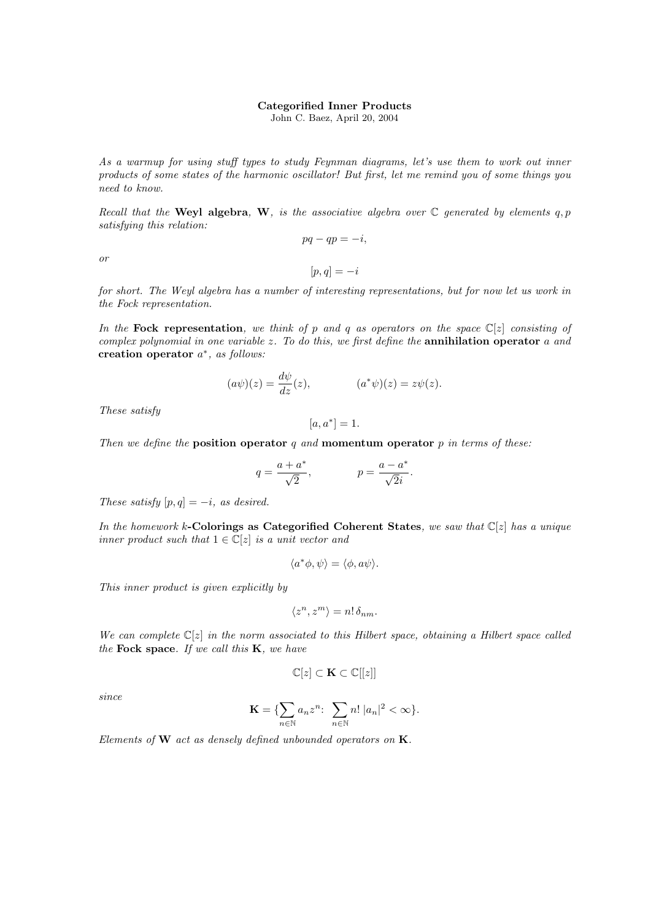# Categorified Inner Products

John C. Baez, April 20, 2004

*As a warmup for using stuff types to study Feynman diagrams, let's use them to work out inner products of some states of the harmonic oscillator! But first, let me remind you of some things you need to know.*

*Recall that the* **Weyl algebra**, $\mathbf{W}$, *is the associative algebra over* $\mathbb{C}$ *generated by elements* $q, p$ *satisfying this relation:*

$$pq - qp = -i,$$

*or*

$$[p, q] = -i$$

*for short. The Weyl algebra has a number of interesting representations, but for now let us work in the Fock representation.*

*In the* **Fock representation**, *we think of* $p$ *and* $q$ *as operators on the space* $\mathbb{C}[z]$ *consisting of complex polynomial in one variable* $z$. *To do this, we first define the* **annihilation operator** $a$ *and* **creation operator** $a^*$, *as follows:*

$$(a\psi)(z) = \frac{d\psi}{dz}(z), \qquad (a^*\psi)(z) = z\psi(z).$$

*These satisfy*

$$[a, a^*] = 1.$$

*Then we define the* **position operator** $q$ *and* **momentum operator** $p$ *in terms of these:*

$$q = \frac{a + a^*}{\sqrt{2}}, \qquad p = \frac{a - a^*}{\sqrt{2}i}.$$

*These satisfy* $[p, q] = -i$, *as desired.*

*In the homework* **$k$-Colorings as Categorified Coherent States**, *we saw that* $\mathbb{C}[z]$ *has a unique inner product such that* $1 \in \mathbb{C}[z]$ *is a unit vector and*

$$\langle a^*\phi, \psi\rangle = \langle \phi, a\psi\rangle.$$

*This inner product is given explicitly by*

$$\langle z^n, z^m\rangle = n!\, \delta_{nm}.$$

*We can complete* $\mathbb{C}[z]$ *in the norm associated to this Hilbert space, obtaining a Hilbert space called the* **Fock space**. *If we call this* $\mathbf{K}$, *we have*

$$\mathbb{C}[z] \subset \mathbf{K} \subset \mathbb{C}[[z]]$$

*since*

$$\mathbf{K} = \{\sum_{n\in\mathbb{N}} a_n z^n\colon\ \sum_{n\in\mathbb{N}} n!\, |a_n|^2 < \infty\}.$$

*Elements of* $\mathbf{W}$ *act as densely defined unbounded operators on* $\mathbf{K}$.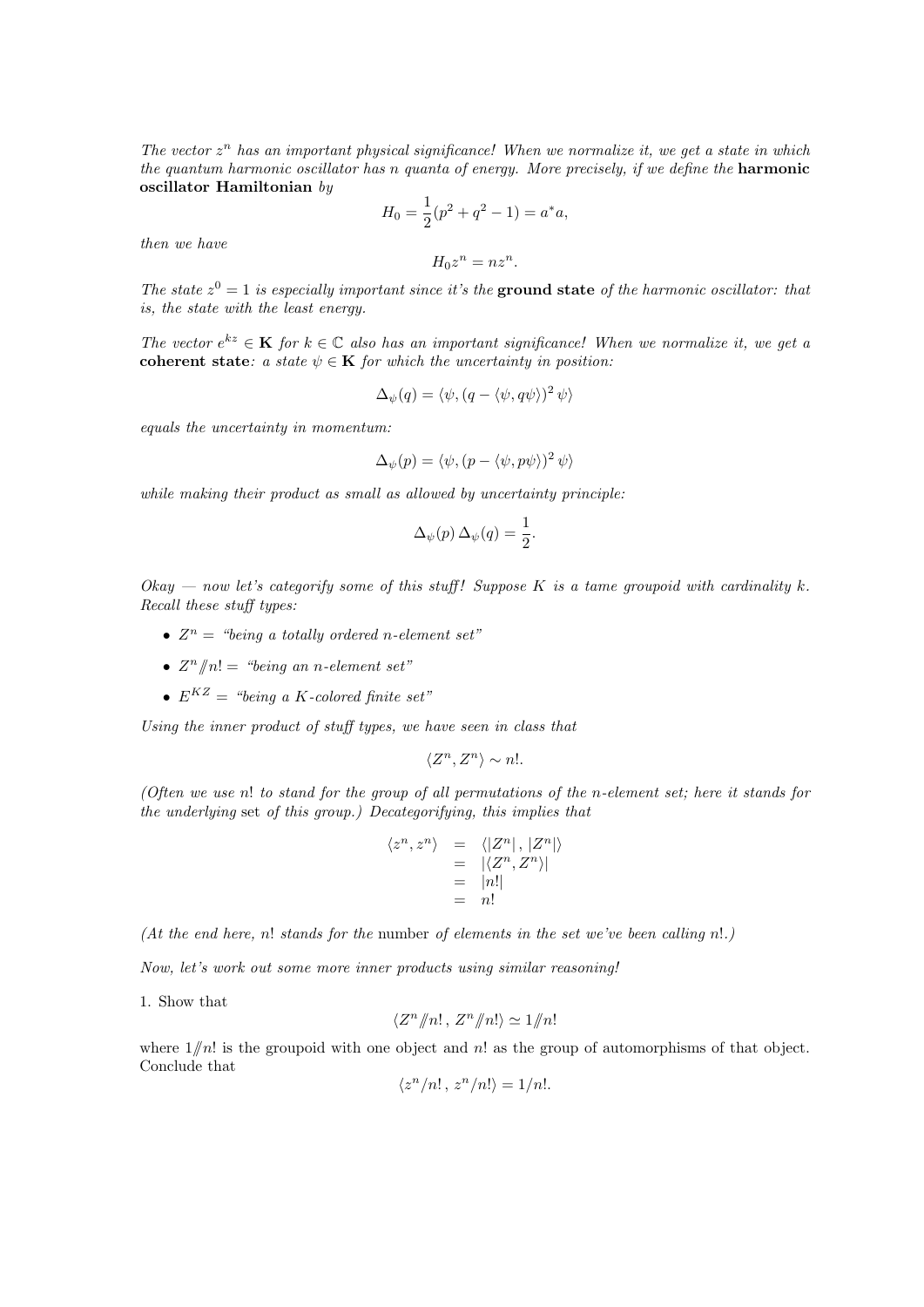*The vector $z^n$ has an important physical significance! When we normalize it, we get a state in which the quantum harmonic oscillator has n quanta of energy. More precisely, if we define the* **harmonic oscillator Hamiltonian** *by*

$$H_0 = \frac{1}{2}(p^2 + q^2 - 1) = a^* a,$$

*then we have*

$$H_0 z^n = n z^n.$$

*The state $z^0 = 1$ is especially important since it's the* **ground state** *of the harmonic oscillator: that is, the state with the least energy.*

*The vector $e^{kz} \in \mathbf{K}$ for $k \in \mathbb{C}$ also has an important significance! When we normalize it, we get a* **coherent state***: a state $\psi \in \mathbf{K}$ for which the uncertainty in position:*

$$\Delta_\psi(q) = \langle \psi, (q - \langle \psi, q\psi \rangle)^2 \, \psi \rangle$$

*equals the uncertainty in momentum:*

$$\Delta_\psi(p) = \langle \psi, (p - \langle \psi, p\psi \rangle)^2 \, \psi \rangle$$

*while making their product as small as allowed by uncertainty principle:*

$$\Delta_\psi(p) \, \Delta_\psi(q) = \frac{1}{2}.$$

*Okay — now let's categorify some of this stuff! Suppose $K$ is a tame groupoid with cardinality $k$. Recall these stuff types:*

- $Z^n$ = *"being a totally ordered n-element set"*
- $Z^n /\!\!/ n!$ = *"being an n-element set"*
- $E^{KZ}$ = *"being a K-colored finite set"*

*Using the inner product of stuff types, we have seen in class that*

$$\langle Z^n, Z^n \rangle \sim n!.$$

*(Often we use $n!$ to stand for the group of all permutations of the n-element set; here it stands for the underlying* set *of this group.) Decategorifying, this implies that*

$$\begin{aligned} \langle z^n, z^n \rangle &= \langle |Z^n| \, , \, |Z^n| \rangle \\ &= |\langle Z^n, Z^n \rangle| \\ &= |n!| \\ &= n! \end{aligned}$$

*(At the end here, $n!$ stands for the* number *of elements in the set we've been calling $n!$.)*

*Now, let's work out some more inner products using similar reasoning!*

1. Show that

$$\langle Z^n /\!\!/ n! \, , \, Z^n /\!\!/ n! \rangle \simeq 1 /\!\!/ n!$$

where $1 /\!\!/ n!$ is the groupoid with one object and $n!$ as the group of automorphisms of that object. Conclude that

$$\langle z^n / n! \, , \, z^n / n! \rangle = 1/n!.$$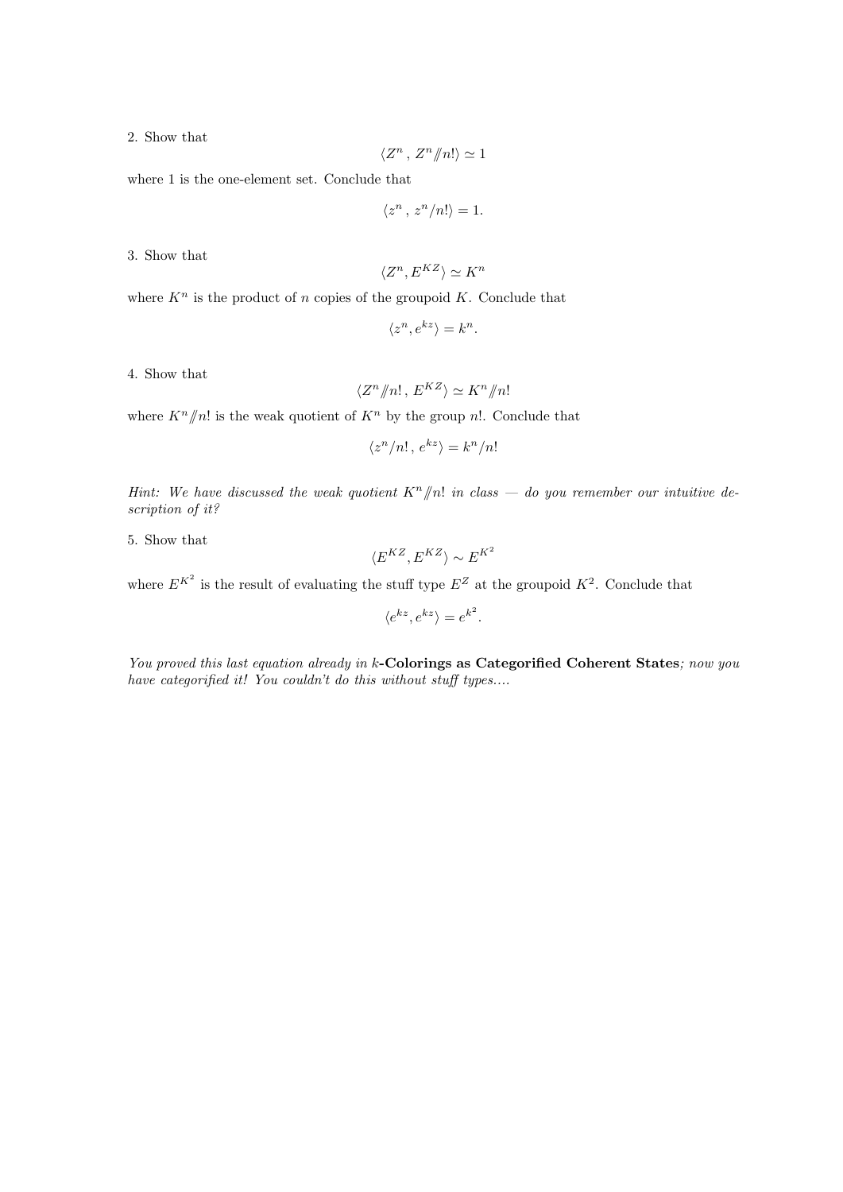2. Show that

$$\langle Z^n \,,\, Z^n /\!\!/ n! \rangle \simeq 1$$

where 1 is the one-element set. Conclude that

$$\langle z^n \,,\, z^n / n! \rangle = 1.$$

3. Show that

$$\langle Z^n, E^{KZ} \rangle \simeq K^n$$

where $K^n$ is the product of $n$ copies of the groupoid $K$. Conclude that

$$\langle z^n, e^{kz} \rangle = k^n.$$

4. Show that

$$\langle Z^n /\!\!/ n! \,,\, E^{KZ} \rangle \simeq K^n /\!\!/ n!$$

where $K^n /\!\!/ n!$ is the weak quotient of $K^n$ by the group $n!$. Conclude that

$$\langle z^n / n! \,,\, e^{kz} \rangle = k^n / n!$$

*Hint: We have discussed the weak quotient $K^n /\!\!/ n!$ in class — do you remember our intuitive description of it?*

5. Show that

$$\langle E^{KZ}, E^{KZ} \rangle \sim E^{K^2}$$

where $E^{K^2}$ is the result of evaluating the stuff type $E^Z$ at the groupoid $K^2$. Conclude that

$$\langle e^{kz}, e^{kz} \rangle = e^{k^2}.$$

*You proved this last equation already in* $k$**-Colorings as Categorified Coherent States***; now you have categorified it! You couldn't do this without stuff types....*